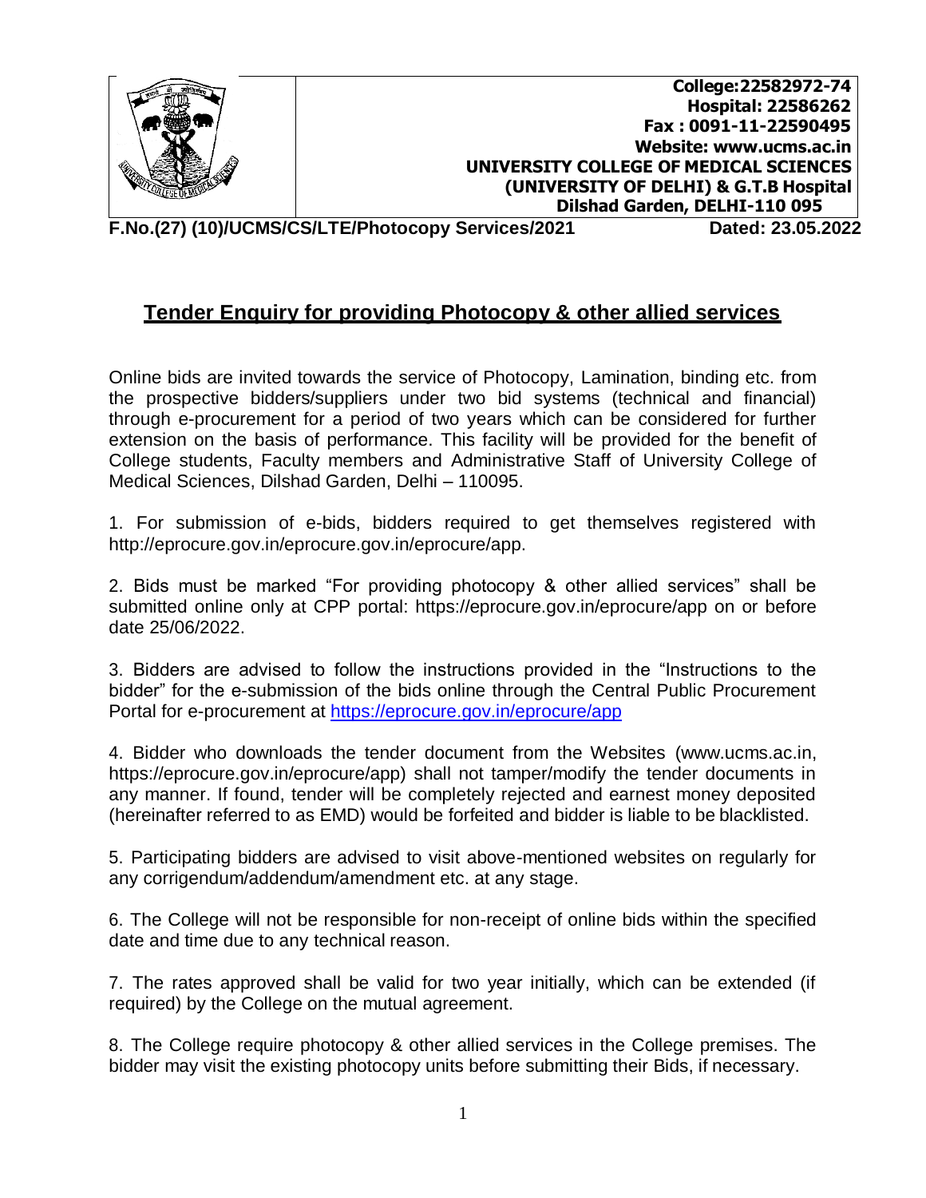College:22582972-74
Hospital: 22586262
Fax : 0091-11-22590495
Website: www.ucms.ac.in
**UNIVERSITY COLLEGE OF MEDICAL SCIENCES**
**(UNIVERSITY OF DELHI) & G.T.B Hospital**
**Dilshad Garden, DELHI-110 095**

**F.No.(27) (10)/UCMS/CS/LTE/Photocopy Services/2021** **Dated: 23.05.2022**

## Tender Enquiry for providing Photocopy & other allied services

Online bids are invited towards the service of Photocopy, Lamination, binding etc. from the prospective bidders/suppliers under two bid systems (technical and financial) through e-procurement for a period of two years which can be considered for further extension on the basis of performance. This facility will be provided for the benefit of College students, Faculty members and Administrative Staff of University College of Medical Sciences, Dilshad Garden, Delhi – 110095.

1. For submission of e-bids, bidders required to get themselves registered with http://eprocure.gov.in/eprocure.gov.in/eprocure/app.

2. Bids must be marked "For providing photocopy & other allied services" shall be submitted online only at CPP portal: https://eprocure.gov.in/eprocure/app on or before date 25/06/2022.

3. Bidders are advised to follow the instructions provided in the "Instructions to the bidder" for the e-submission of the bids online through the Central Public Procurement Portal for e-procurement at https://eprocure.gov.in/eprocure/app

4. Bidder who downloads the tender document from the Websites (www.ucms.ac.in, https://eprocure.gov.in/eprocure/app) shall not tamper/modify the tender documents in any manner. If found, tender will be completely rejected and earnest money deposited (hereinafter referred to as EMD) would be forfeited and bidder is liable to be blacklisted.

5. Participating bidders are advised to visit above-mentioned websites on regularly for any corrigendum/addendum/amendment etc. at any stage.

6. The College will not be responsible for non-receipt of online bids within the specified date and time due to any technical reason.

7. The rates approved shall be valid for two year initially, which can be extended (if required) by the College on the mutual agreement.

8. The College require photocopy & other allied services in the College premises. The bidder may visit the existing photocopy units before submitting their Bids, if necessary.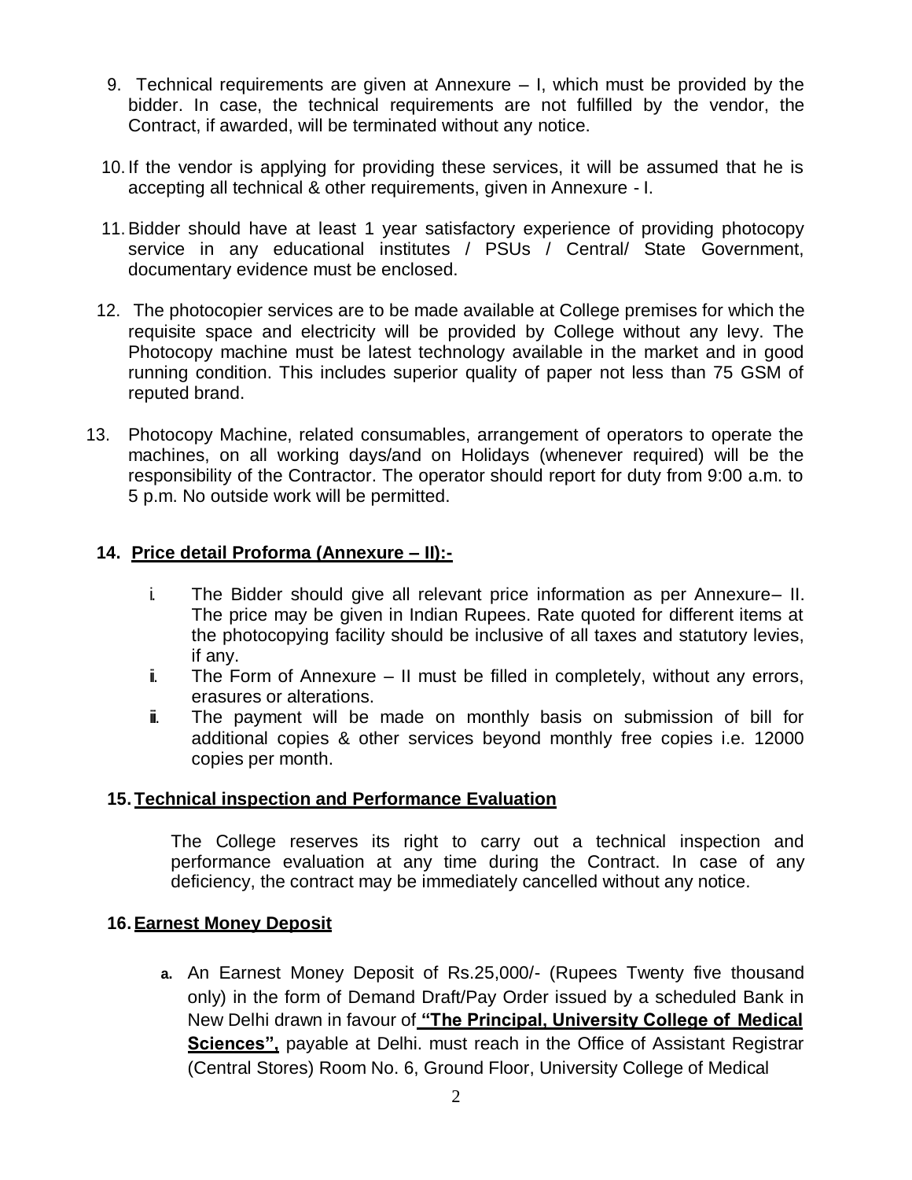9. Technical requirements are given at Annexure – I, which must be provided by the bidder. In case, the technical requirements are not fulfilled by the vendor, the Contract, if awarded, will be terminated without any notice.

10. If the vendor is applying for providing these services, it will be assumed that he is accepting all technical & other requirements, given in Annexure - I.

11. Bidder should have at least 1 year satisfactory experience of providing photocopy service in any educational institutes / PSUs / Central/ State Government, documentary evidence must be enclosed.

12. The photocopier services are to be made available at College premises for which the requisite space and electricity will be provided by College without any levy. The Photocopy machine must be latest technology available in the market and in good running condition. This includes superior quality of paper not less than 75 GSM of reputed brand.

13. Photocopy Machine, related consumables, arrangement of operators to operate the machines, on all working days/and on Holidays (whenever required) will be the responsibility of the Contractor. The operator should report for duty from 9:00 a.m. to 5 p.m. No outside work will be permitted.

**14. <u>Price detail Proforma (Annexure – II):-</u>**

i. The Bidder should give all relevant price information as per Annexure– II. The price may be given in Indian Rupees. Rate quoted for different items at the photocopying facility should be inclusive of all taxes and statutory levies, if any.

ii. The Form of Annexure – II must be filled in completely, without any errors, erasures or alterations.

iii. The payment will be made on monthly basis on submission of bill for additional copies & other services beyond monthly free copies i.e. 12000 copies per month.

**15. <u>Technical inspection and Performance Evaluation</u>**

The College reserves its right to carry out a technical inspection and performance evaluation at any time during the Contract. In case of any deficiency, the contract may be immediately cancelled without any notice.

**16. <u>Earnest Money Deposit</u>**

**a.** An Earnest Money Deposit of Rs.25,000/- (Rupees Twenty five thousand only) in the form of Demand Draft/Pay Order issued by a scheduled Bank in New Delhi drawn in favour of **<u>"The Principal, University College of Medical Sciences",</u>** payable at Delhi. must reach in the Office of Assistant Registrar (Central Stores) Room No. 6, Ground Floor, University College of Medical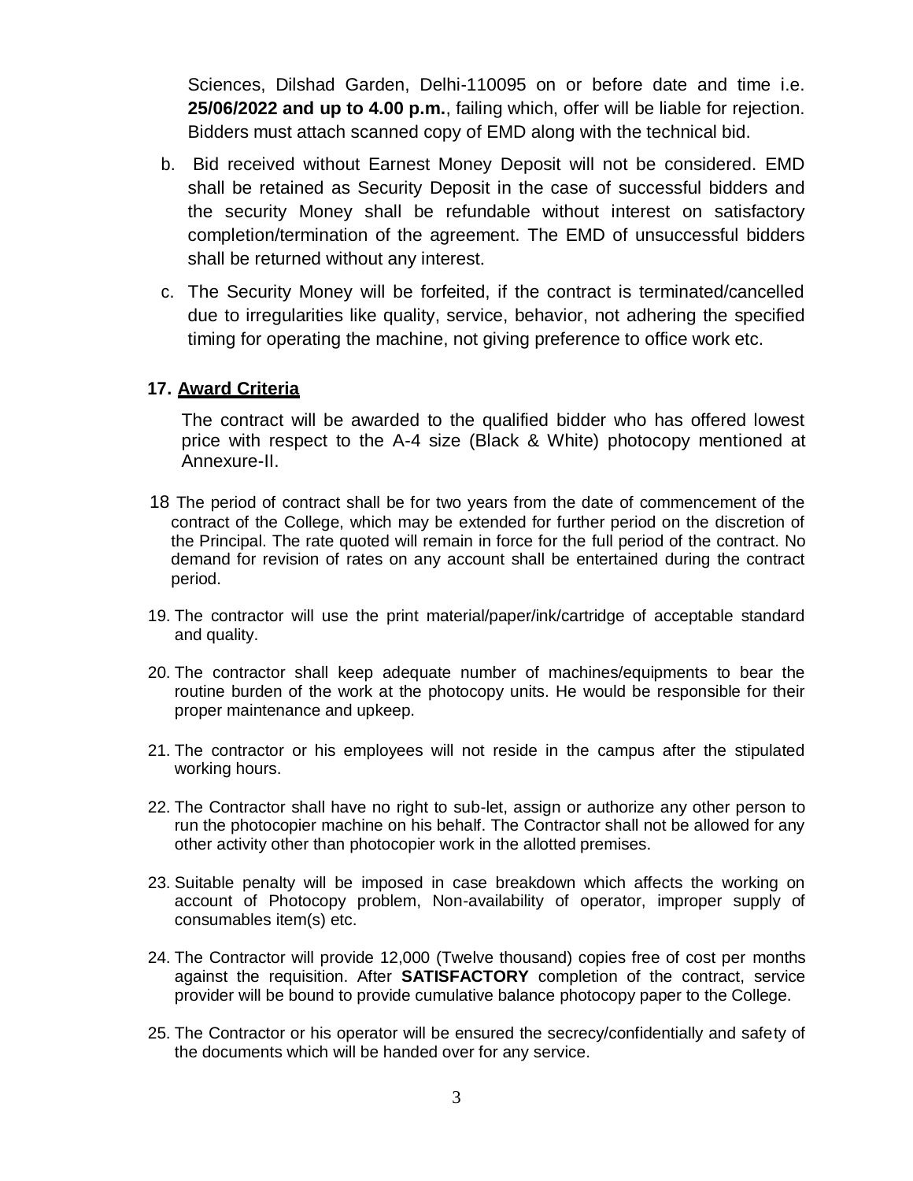Sciences, Dilshad Garden, Delhi-110095 on or before date and time i.e. **25/06/2022 and up to 4.00 p.m.**, failing which, offer will be liable for rejection. Bidders must attach scanned copy of EMD along with the technical bid.

b. Bid received without Earnest Money Deposit will not be considered. EMD shall be retained as Security Deposit in the case of successful bidders and the security Money shall be refundable without interest on satisfactory completion/termination of the agreement. The EMD of unsuccessful bidders shall be returned without any interest.

c. The Security Money will be forfeited, if the contract is terminated/cancelled due to irregularities like quality, service, behavior, not adhering the specified timing for operating the machine, not giving preference to office work etc.

**17. Award Criteria**

The contract will be awarded to the qualified bidder who has offered lowest price with respect to the A-4 size (Black & White) photocopy mentioned at Annexure-II.

18 The period of contract shall be for two years from the date of commencement of the contract of the College, which may be extended for further period on the discretion of the Principal. The rate quoted will remain in force for the full period of the contract. No demand for revision of rates on any account shall be entertained during the contract period.

19. The contractor will use the print material/paper/ink/cartridge of acceptable standard and quality.

20. The contractor shall keep adequate number of machines/equipments to bear the routine burden of the work at the photocopy units. He would be responsible for their proper maintenance and upkeep.

21. The contractor or his employees will not reside in the campus after the stipulated working hours.

22. The Contractor shall have no right to sub-let, assign or authorize any other person to run the photocopier machine on his behalf. The Contractor shall not be allowed for any other activity other than photocopier work in the allotted premises.

23. Suitable penalty will be imposed in case breakdown which affects the working on account of Photocopy problem, Non-availability of operator, improper supply of consumables item(s) etc.

24. The Contractor will provide 12,000 (Twelve thousand) copies free of cost per months against the requisition. After **SATISFACTORY** completion of the contract, service provider will be bound to provide cumulative balance photocopy paper to the College.

25. The Contractor or his operator will be ensured the secrecy/confidentially and safety of the documents which will be handed over for any service.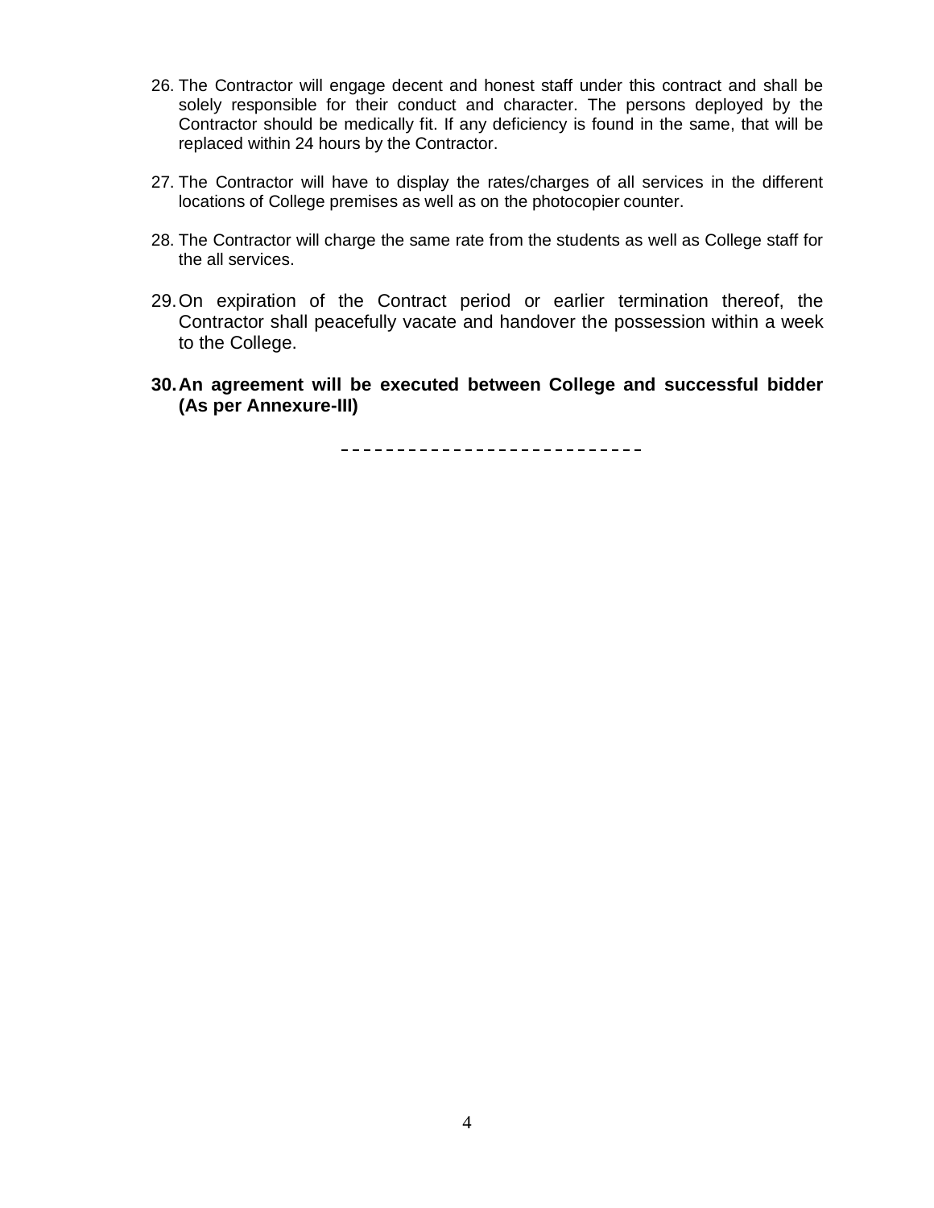26. The Contractor will engage decent and honest staff under this contract and shall be solely responsible for their conduct and character. The persons deployed by the Contractor should be medically fit. If any deficiency is found in the same, that will be replaced within 24 hours by the Contractor.

27. The Contractor will have to display the rates/charges of all services in the different locations of College premises as well as on the photocopier counter.

28. The Contractor will charge the same rate from the students as well as College staff for the all services.

29. On expiration of the Contract period or earlier termination thereof, the Contractor shall peacefully vacate and handover the possession within a week to the College.

30. **An agreement will be executed between College and successful bidder (As per Annexure-III)**

---------------------------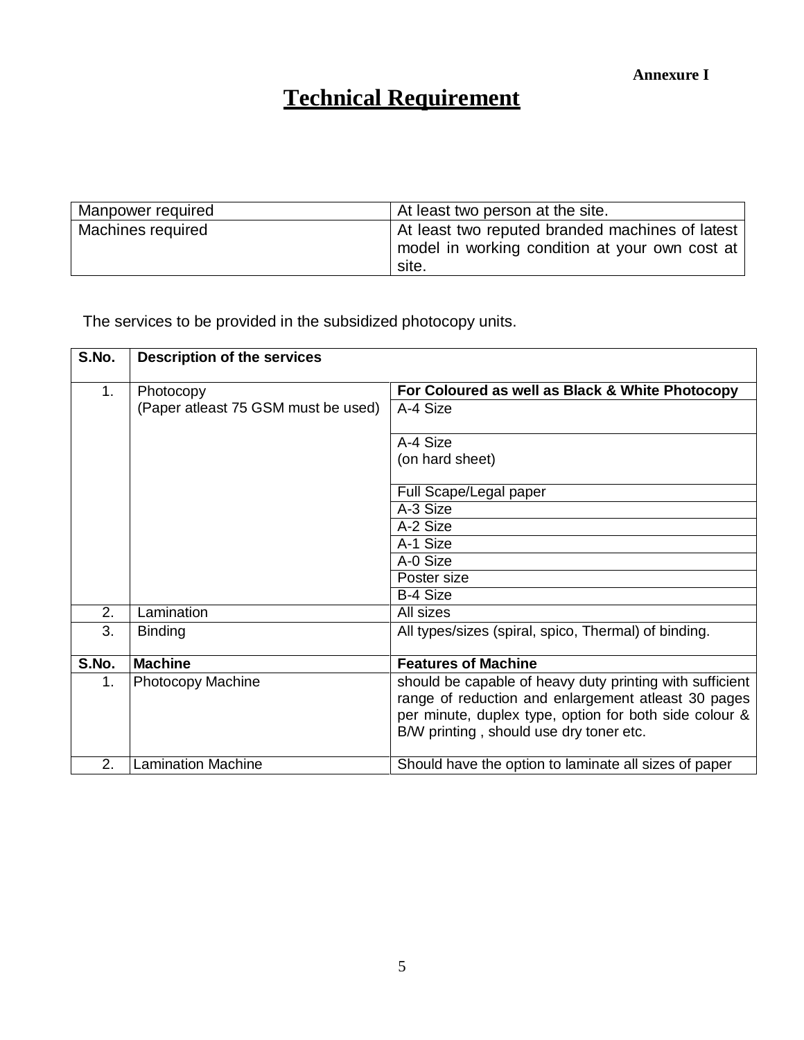**Annexure I**

# Technical Requirement

| | |
|---|---|
| Manpower required | At least two person at the site. |
| Machines required | At least two reputed branded machines of latest model in working condition at your own cost at site. |

The services to be provided in the subsidized photocopy units.

| S.No. | Description of the services | |
|---|---|---|
| 1. | Photocopy (Paper atleast 75 GSM must be used) | **For Coloured as well as Black & White Photocopy** |
| | | A-4 Size |
| | | A-4 Size (on hard sheet) |
| | | Full Scape/Legal paper |
| | | A-3 Size |
| | | A-2 Size |
| | | A-1 Size |
| | | A-0 Size |
| | | Poster size |
| | | B-4 Size |
| 2. | Lamination | All sizes |
| 3. | Binding | All types/sizes (spiral, spico, Thermal) of binding. |
| **S.No.** | **Machine** | **Features of Machine** |
| 1. | Photocopy Machine | should be capable of heavy duty printing with sufficient range of reduction and enlargement atleast 30 pages per minute, duplex type, option for both side colour & B/W printing , should use dry toner etc. |
| 2. | Lamination Machine | Should have the option to laminate all sizes of paper |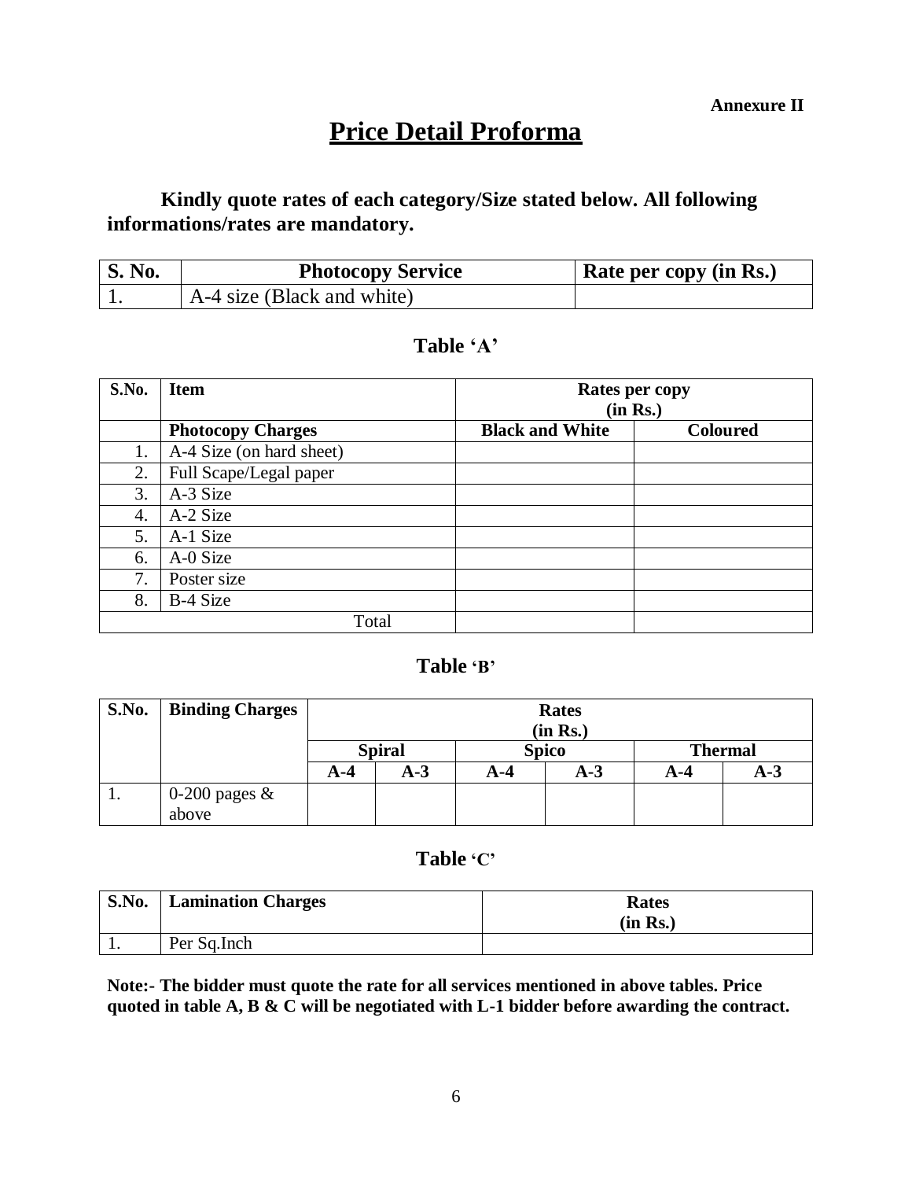**Annexure II**

# Price Detail Proforma

**Kindly quote rates of each category/Size stated below. All following informations/rates are mandatory.**

| S. No. | Photocopy Service | Rate per copy (in Rs.) |
|---|---|---|
| 1. | A-4 size (Black and white) | |

## Table 'A'

| S.No. | Item | Rates per copy (in Rs.) | |
|---|---|---|---|
| | **Photocopy Charges** | **Black and White** | **Coloured** |
| 1. | A-4 Size (on hard sheet) | | |
| 2. | Full Scape/Legal paper | | |
| 3. | A-3 Size | | |
| 4. | A-2 Size | | |
| 5. | A-1 Size | | |
| 6. | A-0 Size | | |
| 7. | Poster size | | |
| 8. | B-4 Size | | |
| | Total | | |

## Table 'B'

| S.No. | Binding Charges | Rates (in Rs.) | | | | | |
|---|---|---|---|---|---|---|---|
| | | **Spiral** | | **Spico** | | **Thermal** | |
| | | **A-4** | **A-3** | **A-4** | **A-3** | **A-4** | **A-3** |
| 1. | 0-200 pages & above | | | | | | |

## Table 'C'

| S.No. | Lamination Charges | Rates (in Rs.) |
|---|---|---|
| 1. | Per Sq.Inch | |

**Note:- The bidder must quote the rate for all services mentioned in above tables. Price quoted in table A, B & C will be negotiated with L-1 bidder before awarding the contract.**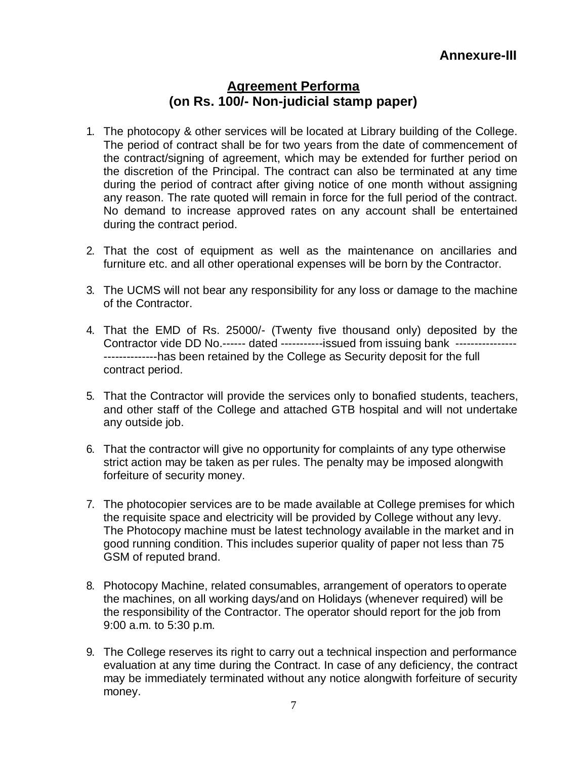**Annexure-III**

## Agreement Performa
## (on Rs. 100/- Non-judicial stamp paper)

1. The photocopy & other services will be located at Library building of the College. The period of contract shall be for two years from the date of commencement of the contract/signing of agreement, which may be extended for further period on the discretion of the Principal. The contract can also be terminated at any time during the period of contract after giving notice of one month without assigning any reason. The rate quoted will remain in force for the full period of the contract. No demand to increase approved rates on any account shall be entertained during the contract period.

2. That the cost of equipment as well as the maintenance on ancillaries and furniture etc. and all other operational expenses will be born by the Contractor.

3. The UCMS will not bear any responsibility for any loss or damage to the machine of the Contractor.

4. That the EMD of Rs. 25000/- (Twenty five thousand only) deposited by the Contractor vide DD No.------ dated -----------issued from issuing bank ------------------------------has been retained by the College as Security deposit for the full contract period.

5. That the Contractor will provide the services only to bonafied students, teachers, and other staff of the College and attached GTB hospital and will not undertake any outside job.

6. That the contractor will give no opportunity for complaints of any type otherwise strict action may be taken as per rules. The penalty may be imposed alongwith forfeiture of security money.

7. The photocopier services are to be made available at College premises for which the requisite space and electricity will be provided by College without any levy. The Photocopy machine must be latest technology available in the market and in good running condition. This includes superior quality of paper not less than 75 GSM of reputed brand.

8. Photocopy Machine, related consumables, arrangement of operators to operate the machines, on all working days/and on Holidays (whenever required) will be the responsibility of the Contractor. The operator should report for the job from 9:00 a.m. to 5:30 p.m.

9. The College reserves its right to carry out a technical inspection and performance evaluation at any time during the Contract. In case of any deficiency, the contract may be immediately terminated without any notice alongwith forfeiture of security money.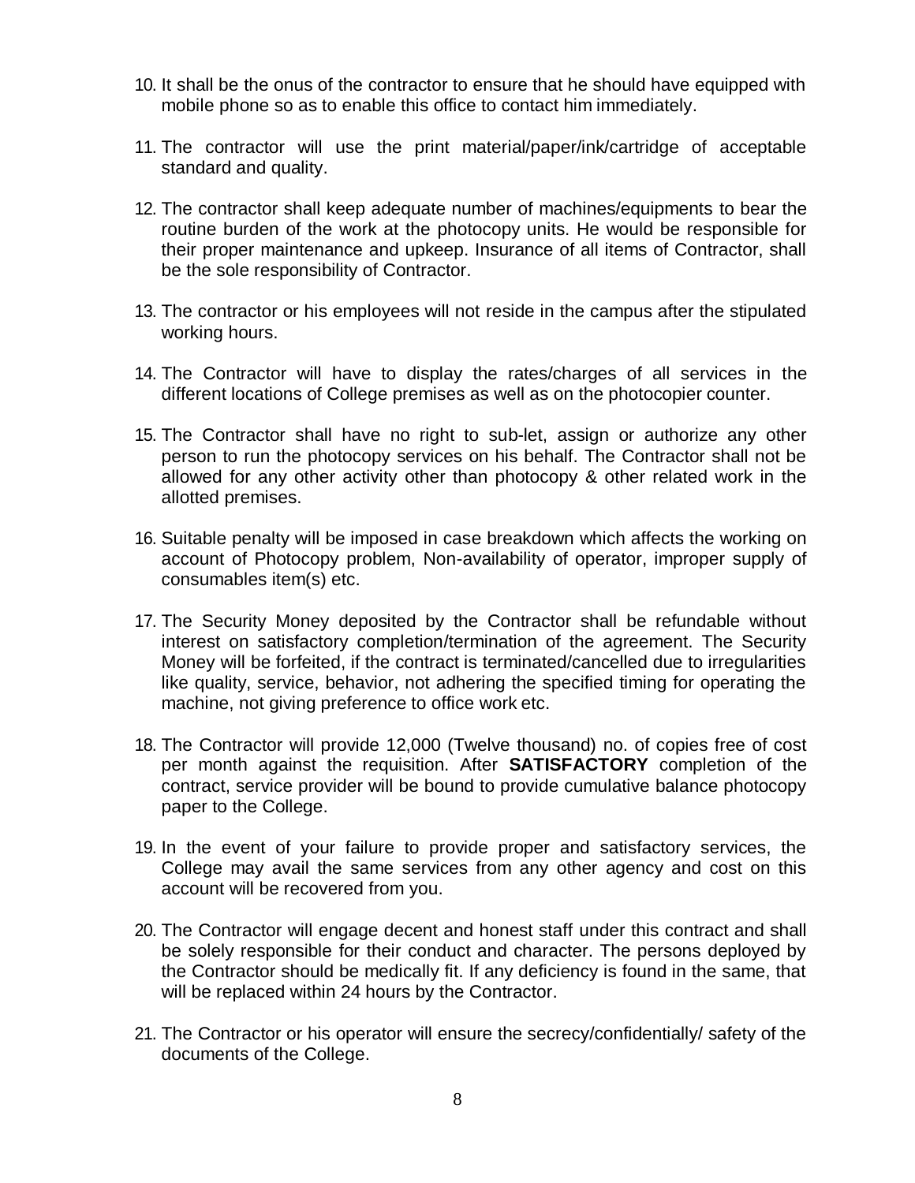10. It shall be the onus of the contractor to ensure that he should have equipped with mobile phone so as to enable this office to contact him immediately.

11. The contractor will use the print material/paper/ink/cartridge of acceptable standard and quality.

12. The contractor shall keep adequate number of machines/equipments to bear the routine burden of the work at the photocopy units. He would be responsible for their proper maintenance and upkeep. Insurance of all items of Contractor, shall be the sole responsibility of Contractor.

13. The contractor or his employees will not reside in the campus after the stipulated working hours.

14. The Contractor will have to display the rates/charges of all services in the different locations of College premises as well as on the photocopier counter.

15. The Contractor shall have no right to sub-let, assign or authorize any other person to run the photocopy services on his behalf. The Contractor shall not be allowed for any other activity other than photocopy & other related work in the allotted premises.

16. Suitable penalty will be imposed in case breakdown which affects the working on account of Photocopy problem, Non-availability of operator, improper supply of consumables item(s) etc.

17. The Security Money deposited by the Contractor shall be refundable without interest on satisfactory completion/termination of the agreement. The Security Money will be forfeited, if the contract is terminated/cancelled due to irregularities like quality, service, behavior, not adhering the specified timing for operating the machine, not giving preference to office work etc.

18. The Contractor will provide 12,000 (Twelve thousand) no. of copies free of cost per month against the requisition. After **SATISFACTORY** completion of the contract, service provider will be bound to provide cumulative balance photocopy paper to the College.

19. In the event of your failure to provide proper and satisfactory services, the College may avail the same services from any other agency and cost on this account will be recovered from you.

20. The Contractor will engage decent and honest staff under this contract and shall be solely responsible for their conduct and character. The persons deployed by the Contractor should be medically fit. If any deficiency is found in the same, that will be replaced within 24 hours by the Contractor.

21. The Contractor or his operator will ensure the secrecy/confidentially/ safety of the documents of the College.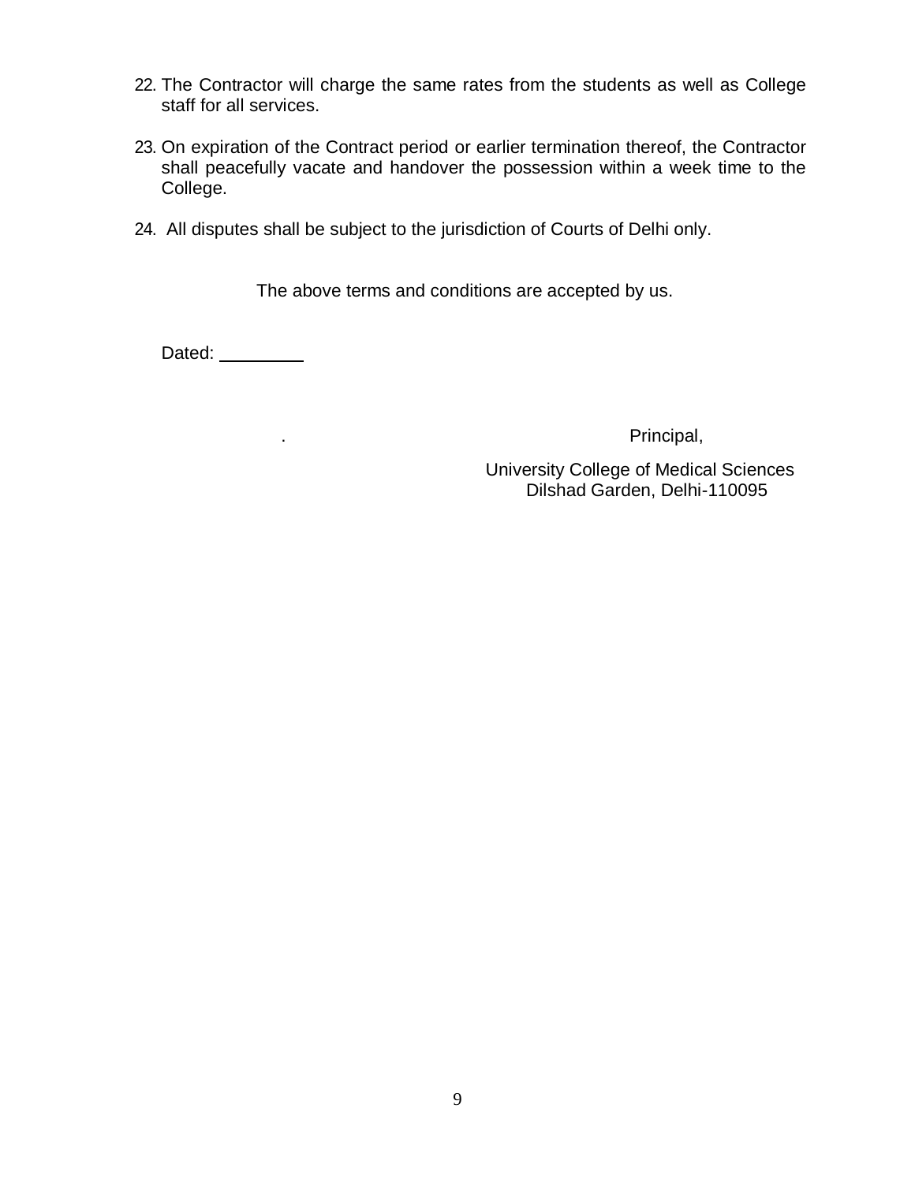22. The Contractor will charge the same rates from the students as well as College staff for all services.

23. On expiration of the Contract period or earlier termination thereof, the Contractor shall peacefully vacate and handover the possession within a week time to the College.

24. All disputes shall be subject to the jurisdiction of Courts of Delhi only.

The above terms and conditions are accepted by us.

Dated: ________

. Principal,

University College of Medical Sciences
Dilshad Garden, Delhi-110095